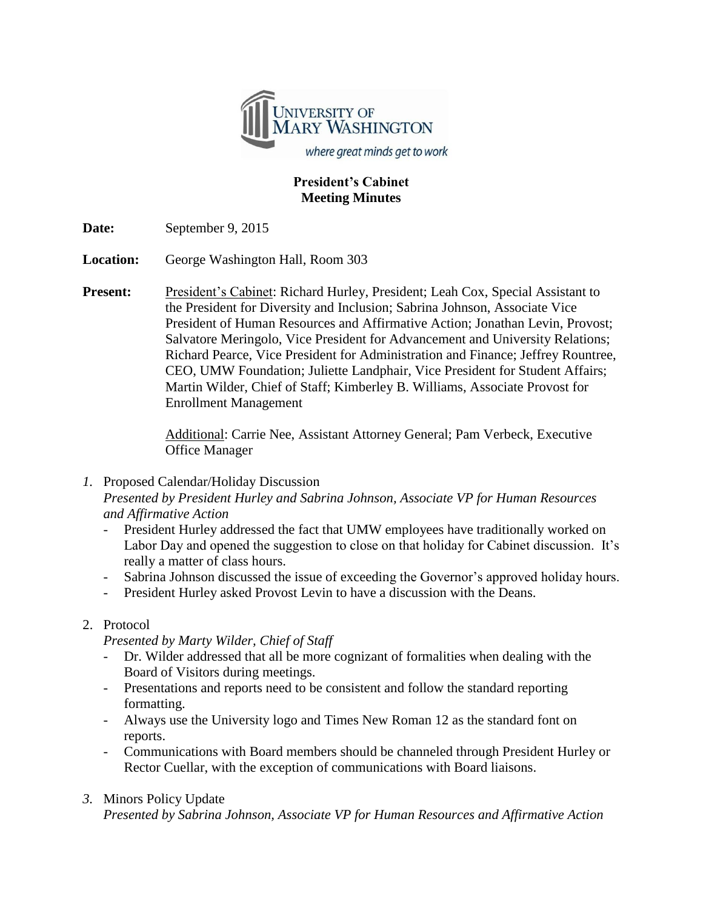**President's Cabinet**
**Meeting Minutes**

**Date:** September 9, 2015

**Location:** George Washington Hall, Room 303

**Present:** President's Cabinet: Richard Hurley, President; Leah Cox, Special Assistant to the President for Diversity and Inclusion; Sabrina Johnson, Associate Vice President of Human Resources and Affirmative Action; Jonathan Levin, Provost; Salvatore Meringolo, Vice President for Advancement and University Relations; Richard Pearce, Vice President for Administration and Finance; Jeffrey Rountree, CEO, UMW Foundation; Juliette Landphair, Vice President for Student Affairs; Martin Wilder, Chief of Staff; Kimberley B. Williams, Associate Provost for Enrollment Management

Additional: Carrie Nee, Assistant Attorney General; Pam Verbeck, Executive Office Manager

1. Proposed Calendar/Holiday Discussion
   *Presented by President Hurley and Sabrina Johnson, Associate VP for Human Resources and Affirmative Action*
   - President Hurley addressed the fact that UMW employees have traditionally worked on Labor Day and opened the suggestion to close on that holiday for Cabinet discussion. It's really a matter of class hours.
   - Sabrina Johnson discussed the issue of exceeding the Governor's approved holiday hours.
   - President Hurley asked Provost Levin to have a discussion with the Deans.

2. Protocol
   *Presented by Marty Wilder, Chief of Staff*
   - Dr. Wilder addressed that all be more cognizant of formalities when dealing with the Board of Visitors during meetings.
   - Presentations and reports need to be consistent and follow the standard reporting formatting.
   - Always use the University logo and Times New Roman 12 as the standard font on reports.
   - Communications with Board members should be channeled through President Hurley or Rector Cuellar, with the exception of communications with Board liaisons.

3. Minors Policy Update
   *Presented by Sabrina Johnson, Associate VP for Human Resources and Affirmative Action*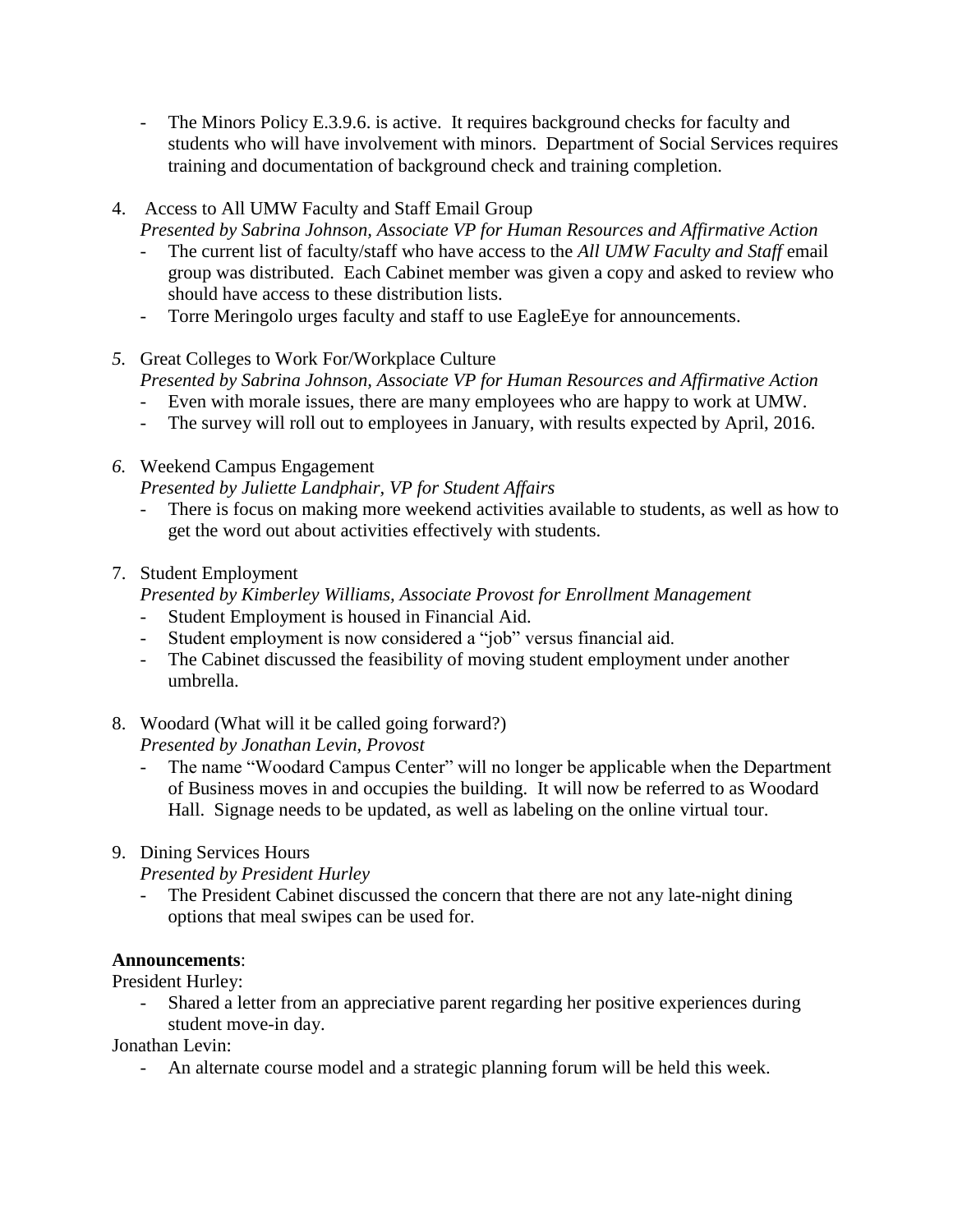- The Minors Policy E.3.9.6. is active. It requires background checks for faculty and students who will have involvement with minors. Department of Social Services requires training and documentation of background check and training completion.

4. Access to All UMW Faculty and Staff Email Group
   *Presented by Sabrina Johnson, Associate VP for Human Resources and Affirmative Action*
   - The current list of faculty/staff who have access to the *All UMW Faculty and Staff* email group was distributed. Each Cabinet member was given a copy and asked to review who should have access to these distribution lists.
   - Torre Meringolo urges faculty and staff to use EagleEye for announcements.

5. Great Colleges to Work For/Workplace Culture
   *Presented by Sabrina Johnson, Associate VP for Human Resources and Affirmative Action*
   - Even with morale issues, there are many employees who are happy to work at UMW.
   - The survey will roll out to employees in January, with results expected by April, 2016.

6. Weekend Campus Engagement
   *Presented by Juliette Landphair, VP for Student Affairs*
   - There is focus on making more weekend activities available to students, as well as how to get the word out about activities effectively with students.

7. Student Employment
   *Presented by Kimberley Williams, Associate Provost for Enrollment Management*
   - Student Employment is housed in Financial Aid.
   - Student employment is now considered a "job" versus financial aid.
   - The Cabinet discussed the feasibility of moving student employment under another umbrella.

8. Woodard (What will it be called going forward?)
   *Presented by Jonathan Levin, Provost*
   - The name "Woodard Campus Center" will no longer be applicable when the Department of Business moves in and occupies the building. It will now be referred to as Woodard Hall. Signage needs to be updated, as well as labeling on the online virtual tour.

9. Dining Services Hours
   *Presented by President Hurley*
   - The President Cabinet discussed the concern that there are not any late-night dining options that meal swipes can be used for.

**Announcements**:

President Hurley:

- Shared a letter from an appreciative parent regarding her positive experiences during student move-in day.

Jonathan Levin:

- An alternate course model and a strategic planning forum will be held this week.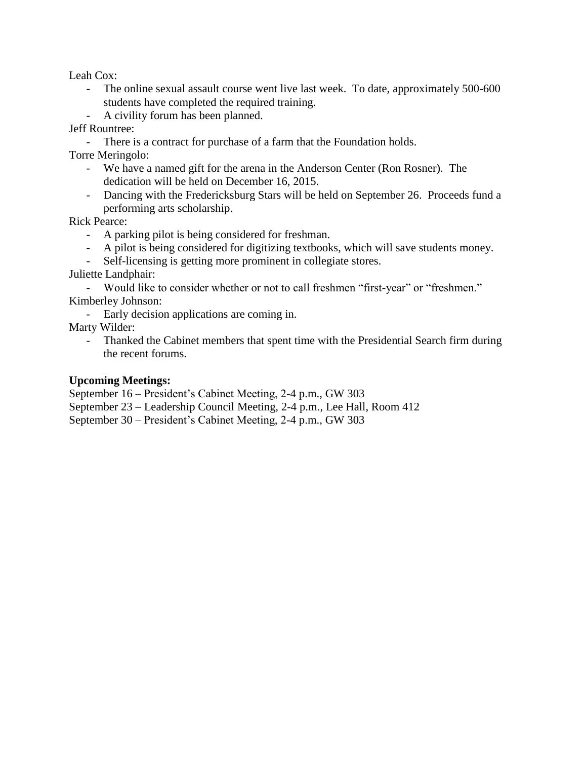Leah Cox:

- The online sexual assault course went live last week. To date, approximately 500-600 students have completed the required training.
- A civility forum has been planned.

Jeff Rountree:

- There is a contract for purchase of a farm that the Foundation holds.

Torre Meringolo:

- We have a named gift for the arena in the Anderson Center (Ron Rosner). The dedication will be held on December 16, 2015.
- Dancing with the Fredericksburg Stars will be held on September 26. Proceeds fund a performing arts scholarship.

Rick Pearce:

- A parking pilot is being considered for freshman.
- A pilot is being considered for digitizing textbooks, which will save students money.
- Self-licensing is getting more prominent in collegiate stores.

Juliette Landphair:

- Would like to consider whether or not to call freshmen "first-year" or "freshmen."

Kimberley Johnson:

- Early decision applications are coming in.

Marty Wilder:

- Thanked the Cabinet members that spent time with the Presidential Search firm during the recent forums.

**Upcoming Meetings:**

September 16 – President's Cabinet Meeting, 2-4 p.m., GW 303

September 23 – Leadership Council Meeting, 2-4 p.m., Lee Hall, Room 412

September 30 – President's Cabinet Meeting, 2-4 p.m., GW 303